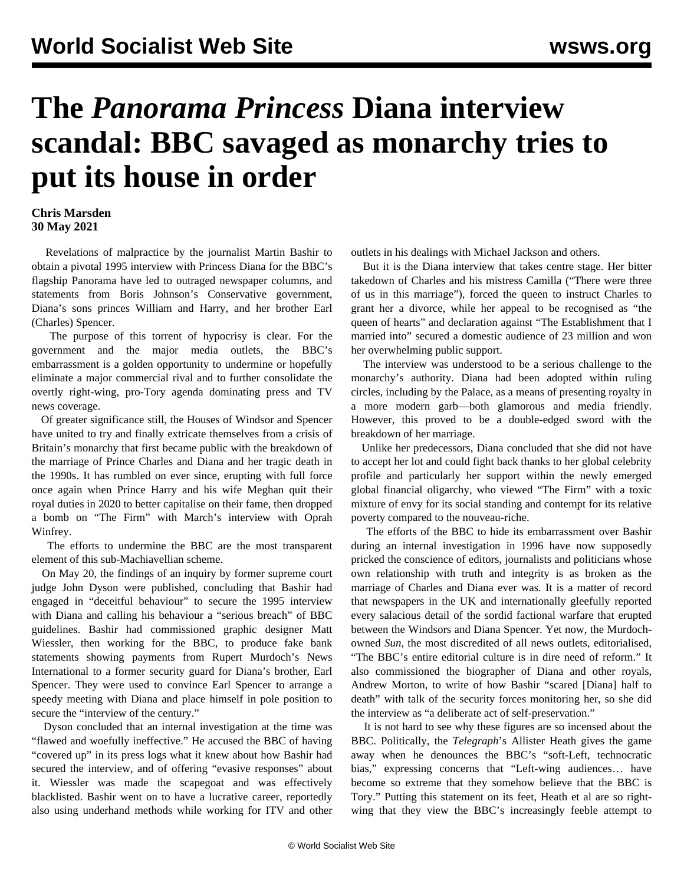# The *Panorama Princess* Diana interview scandal: BBC savaged as monarchy tries to put its house in order

**Chris Marsden**
**30 May 2021**

Revelations of malpractice by the journalist Martin Bashir to obtain a pivotal 1995 interview with Princess Diana for the BBC's flagship Panorama have led to outraged newspaper columns, and statements from Boris Johnson's Conservative government, Diana's sons princes William and Harry, and her brother Earl (Charles) Spencer.

The purpose of this torrent of hypocrisy is clear. For the government and the major media outlets, the BBC's embarrassment is a golden opportunity to undermine or hopefully eliminate a major commercial rival and to further consolidate the overtly right-wing, pro-Tory agenda dominating press and TV news coverage.

Of greater significance still, the Houses of Windsor and Spencer have united to try and finally extricate themselves from a crisis of Britain's monarchy that first became public with the breakdown of the marriage of Prince Charles and Diana and her tragic death in the 1990s. It has rumbled on ever since, erupting with full force once again when Prince Harry and his wife Meghan quit their royal duties in 2020 to better capitalise on their fame, then dropped a bomb on "The Firm" with March's interview with Oprah Winfrey.

The efforts to undermine the BBC are the most transparent element of this sub-Machiavellian scheme.

On May 20, the findings of an inquiry by former supreme court judge John Dyson were published, concluding that Bashir had engaged in "deceitful behaviour" to secure the 1995 interview with Diana and calling his behaviour a "serious breach" of BBC guidelines. Bashir had commissioned graphic designer Matt Wiessler, then working for the BBC, to produce fake bank statements showing payments from Rupert Murdoch's News International to a former security guard for Diana's brother, Earl Spencer. They were used to convince Earl Spencer to arrange a speedy meeting with Diana and place himself in pole position to secure the "interview of the century."

Dyson concluded that an internal investigation at the time was "flawed and woefully ineffective." He accused the BBC of having "covered up" in its press logs what it knew about how Bashir had secured the interview, and of offering "evasive responses" about it. Wiessler was made the scapegoat and was effectively blacklisted. Bashir went on to have a lucrative career, reportedly also using underhand methods while working for ITV and other outlets in his dealings with Michael Jackson and others.

But it is the Diana interview that takes centre stage. Her bitter takedown of Charles and his mistress Camilla ("There were three of us in this marriage"), forced the queen to instruct Charles to grant her a divorce, while her appeal to be recognised as "the queen of hearts" and declaration against "The Establishment that I married into" secured a domestic audience of 23 million and won her overwhelming public support.

The interview was understood to be a serious challenge to the monarchy's authority. Diana had been adopted within ruling circles, including by the Palace, as a means of presenting royalty in a more modern garb—both glamorous and media friendly. However, this proved to be a double-edged sword with the breakdown of her marriage.

Unlike her predecessors, Diana concluded that she did not have to accept her lot and could fight back thanks to her global celebrity profile and particularly her support within the newly emerged global financial oligarchy, who viewed "The Firm" with a toxic mixture of envy for its social standing and contempt for its relative poverty compared to the nouveau-riche.

The efforts of the BBC to hide its embarrassment over Bashir during an internal investigation in 1996 have now supposedly pricked the conscience of editors, journalists and politicians whose own relationship with truth and integrity is as broken as the marriage of Charles and Diana ever was. It is a matter of record that newspapers in the UK and internationally gleefully reported every salacious detail of the sordid factional warfare that erupted between the Windsors and Diana Spencer. Yet now, the Murdoch-owned *Sun*, the most discredited of all news outlets, editorialised, "The BBC's entire editorial culture is in dire need of reform." It also commissioned the biographer of Diana and other royals, Andrew Morton, to write of how Bashir "scared [Diana] half to death" with talk of the security forces monitoring her, so she did the interview as "a deliberate act of self-preservation."

It is not hard to see why these figures are so incensed about the BBC. Politically, the *Telegraph*'s Allister Heath gives the game away when he denounces the BBC's "soft-Left, technocratic bias," expressing concerns that "Left-wing audiences… have become so extreme that they somehow believe that the BBC is Tory." Putting this statement on its feet, Heath et al are so right-wing that they view the BBC's increasingly feeble attempt to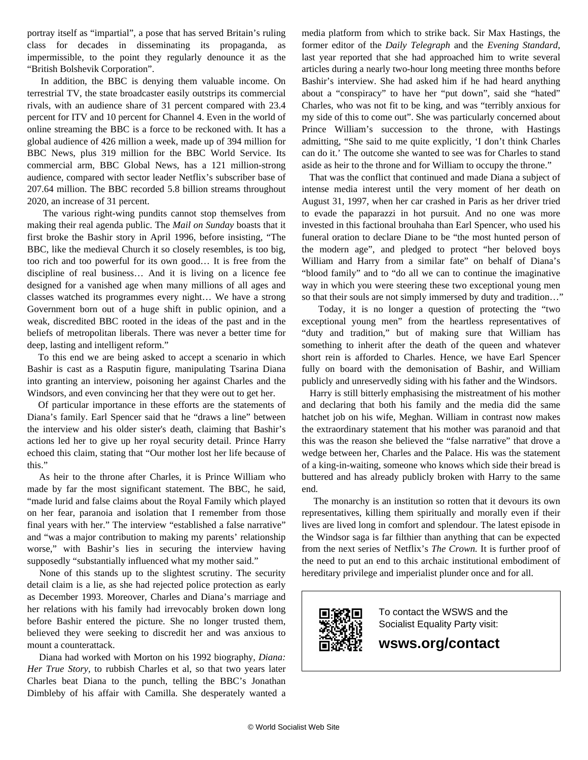portray itself as "impartial", a pose that has served Britain's ruling class for decades in disseminating its propaganda, as impermissible, to the point they regularly denounce it as the "British Bolshevik Corporation".

In addition, the BBC is denying them valuable income. On terrestrial TV, the state broadcaster easily outstrips its commercial rivals, with an audience share of 31 percent compared with 23.4 percent for ITV and 10 percent for Channel 4. Even in the world of online streaming the BBC is a force to be reckoned with. It has a global audience of 426 million a week, made up of 394 million for BBC News, plus 319 million for the BBC World Service. Its commercial arm, BBC Global News, has a 121 million-strong audience, compared with sector leader Netflix's subscriber base of 207.64 million. The BBC recorded 5.8 billion streams throughout 2020, an increase of 31 percent.

The various right-wing pundits cannot stop themselves from making their real agenda public. The *Mail on Sunday* boasts that it first broke the Bashir story in April 1996, before insisting, "The BBC, like the medieval Church it so closely resembles, is too big, too rich and too powerful for its own good… It is free from the discipline of real business… And it is living on a licence fee designed for a vanished age when many millions of all ages and classes watched its programmes every night… We have a strong Government born out of a huge shift in public opinion, and a weak, discredited BBC rooted in the ideas of the past and in the beliefs of metropolitan liberals. There was never a better time for deep, lasting and intelligent reform."

To this end we are being asked to accept a scenario in which Bashir is cast as a Rasputin figure, manipulating Tsarina Diana into granting an interview, poisoning her against Charles and the Windsors, and even convincing her that they were out to get her.

Of particular importance in these efforts are the statements of Diana's family. Earl Spencer said that he "draws a line" between the interview and his older sister's death, claiming that Bashir's actions led her to give up her royal security detail. Prince Harry echoed this claim, stating that "Our mother lost her life because of this."

As heir to the throne after Charles, it is Prince William who made by far the most significant statement. The BBC, he said, "made lurid and false claims about the Royal Family which played on her fear, paranoia and isolation that I remember from those final years with her." The interview "established a false narrative" and "was a major contribution to making my parents' relationship worse," with Bashir's lies in securing the interview having supposedly "substantially influenced what my mother said."

None of this stands up to the slightest scrutiny. The security detail claim is a lie, as she had rejected police protection as early as December 1993. Moreover, Charles and Diana's marriage and her relations with his family had irrevocably broken down long before Bashir entered the picture. She no longer trusted them, believed they were seeking to discredit her and was anxious to mount a counterattack.

Diana had worked with Morton on his 1992 biography, *Diana: Her True Story*, to rubbish Charles et al, so that two years later Charles beat Diana to the punch, telling the BBC's Jonathan Dimbleby of his affair with Camilla. She desperately wanted a media platform from which to strike back. Sir Max Hastings, the former editor of the *Daily Telegraph* and the *Evening Standard*, last year reported that she had approached him to write several articles during a nearly two-hour long meeting three months before Bashir's interview. She had asked him if he had heard anything about a "conspiracy" to have her "put down", said she "hated" Charles, who was not fit to be king, and was "terribly anxious for my side of this to come out". She was particularly concerned about Prince William's succession to the throne, with Hastings admitting, "She said to me quite explicitly, 'I don't think Charles can do it.' The outcome she wanted to see was for Charles to stand aside as heir to the throne and for William to occupy the throne."

That was the conflict that continued and made Diana a subject of intense media interest until the very moment of her death on August 31, 1997, when her car crashed in Paris as her driver tried to evade the paparazzi in hot pursuit. And no one was more invested in this factional brouhaha than Earl Spencer, who used his funeral oration to declare Diane to be "the most hunted person of the modern age", and pledged to protect "her beloved boys William and Harry from a similar fate" on behalf of Diana's "blood family" and to "do all we can to continue the imaginative way in which you were steering these two exceptional young men so that their souls are not simply immersed by duty and tradition…"

Today, it is no longer a question of protecting the "two exceptional young men" from the heartless representatives of "duty and tradition," but of making sure that William has something to inherit after the death of the queen and whatever short rein is afforded to Charles. Hence, we have Earl Spencer fully on board with the demonisation of Bashir, and William publicly and unreservedly siding with his father and the Windsors.

Harry is still bitterly emphasising the mistreatment of his mother and declaring that both his family and the media did the same hatchet job on his wife, Meghan. William in contrast now makes the extraordinary statement that his mother was paranoid and that this was the reason she believed the "false narrative" that drove a wedge between her, Charles and the Palace. His was the statement of a king-in-waiting, someone who knows which side their bread is buttered and has already publicly broken with Harry to the same end.

The monarchy is an institution so rotten that it devours its own representatives, killing them spiritually and morally even if their lives are lived long in comfort and splendour. The latest episode in the Windsor saga is far filthier than anything that can be expected from the next series of Netflix's *The Crown.* It is further proof of the need to put an end to this archaic institutional embodiment of hereditary privilege and imperialist plunder once and for all.

To contact the WSWS and the Socialist Equality Party visit:

**wsws.org/contact**